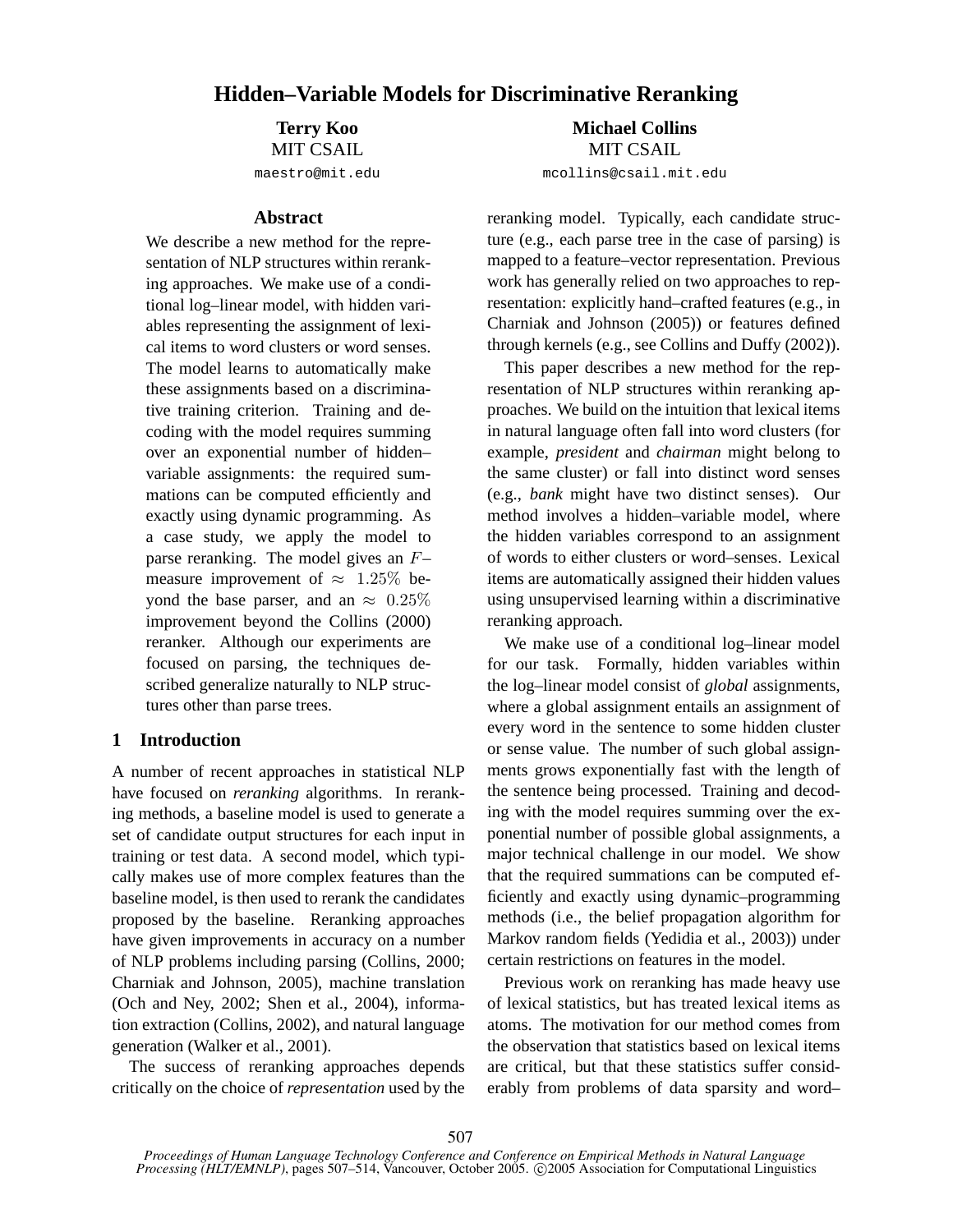# Hidden–Variable Models for Discriminative Reranking

**Terry Koo**
MIT CSAIL
maestro@mit.edu

**Michael Collins**
MIT CSAIL
mcollins@csail.mit.edu

## Abstract

We describe a new method for the representation of NLP structures within reranking approaches. We make use of a conditional log–linear model, with hidden variables representing the assignment of lexical items to word clusters or word senses. The model learns to automatically make these assignments based on a discriminative training criterion. Training and decoding with the model requires summing over an exponential number of hidden–variable assignments: the required summations can be computed efficiently and exactly using dynamic programming. As a case study, we apply the model to parse reranking. The model gives an $F$–measure improvement of $\approx 1.25\%$ beyond the base parser, and an $\approx 0.25\%$ improvement beyond the Collins (2000) reranker. Although our experiments are focused on parsing, the techniques described generalize naturally to NLP structures other than parse trees.

## 1 Introduction

A number of recent approaches in statistical NLP have focused on *reranking* algorithms. In reranking methods, a baseline model is used to generate a set of candidate output structures for each input in training or test data. A second model, which typically makes use of more complex features than the baseline model, is then used to rerank the candidates proposed by the baseline. Reranking approaches have given improvements in accuracy on a number of NLP problems including parsing (Collins, 2000; Charniak and Johnson, 2005), machine translation (Och and Ney, 2002; Shen et al., 2004), information extraction (Collins, 2002), and natural language generation (Walker et al., 2001).

The success of reranking approaches depends critically on the choice of *representation* used by the reranking model. Typically, each candidate structure (e.g., each parse tree in the case of parsing) is mapped to a feature–vector representation. Previous work has generally relied on two approaches to representation: explicitly hand–crafted features (e.g., in Charniak and Johnson (2005)) or features defined through kernels (e.g., see Collins and Duffy (2002)).

This paper describes a new method for the representation of NLP structures within reranking approaches. We build on the intuition that lexical items in natural language often fall into word clusters (for example, *president* and *chairman* might belong to the same cluster) or fall into distinct word senses (e.g., *bank* might have two distinct senses). Our method involves a hidden–variable model, where the hidden variables correspond to an assignment of words to either clusters or word–senses. Lexical items are automatically assigned their hidden values using unsupervised learning within a discriminative reranking approach.

We make use of a conditional log–linear model for our task. Formally, hidden variables within the log–linear model consist of *global* assignments, where a global assignment entails an assignment of every word in the sentence to some hidden cluster or sense value. The number of such global assignments grows exponentially fast with the length of the sentence being processed. Training and decoding with the model requires summing over the exponential number of possible global assignments, a major technical challenge in our model. We show that the required summations can be computed efficiently and exactly using dynamic–programming methods (i.e., the belief propagation algorithm for Markov random fields (Yedidia et al., 2003)) under certain restrictions on features in the model.

Previous work on reranking has made heavy use of lexical statistics, but has treated lexical items as atoms. The motivation for our method comes from the observation that statistics based on lexical items are critical, but that these statistics suffer considerably from problems of data sparsity and word–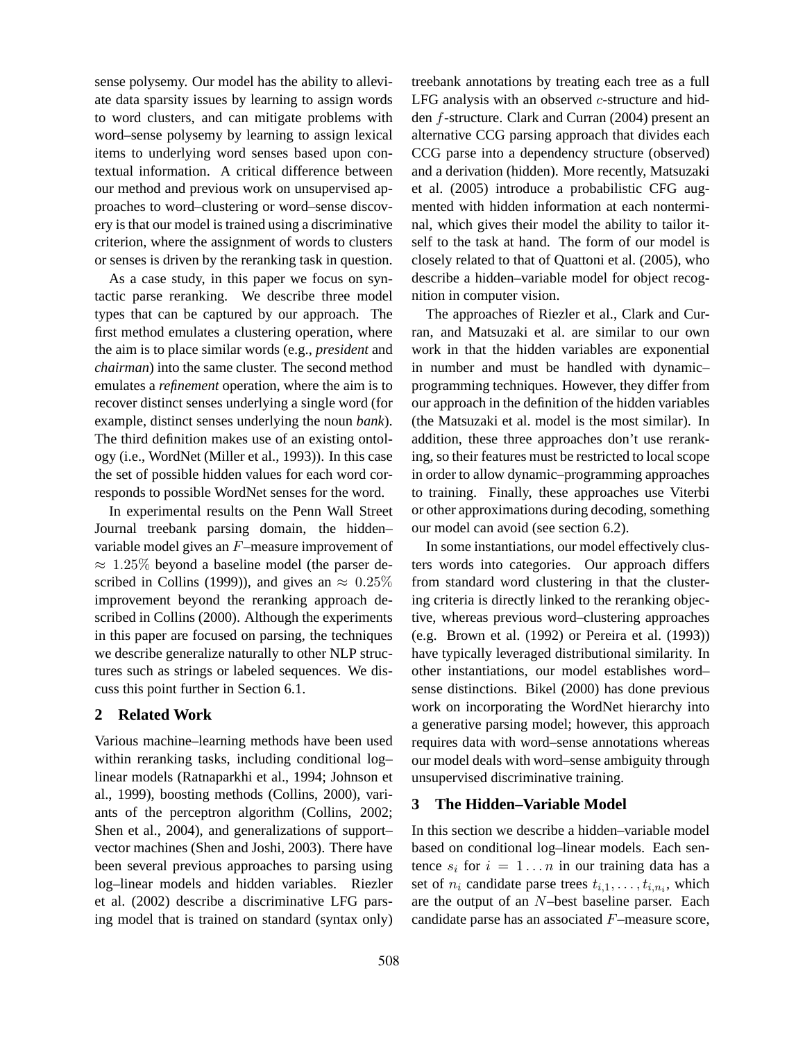sense polysemy. Our model has the ability to alleviate data sparsity issues by learning to assign words to word clusters, and can mitigate problems with word–sense polysemy by learning to assign lexical items to underlying word senses based upon contextual information. A critical difference between our method and previous work on unsupervised approaches to word–clustering or word–sense discovery is that our model is trained using a discriminative criterion, where the assignment of words to clusters or senses is driven by the reranking task in question.

As a case study, in this paper we focus on syntactic parse reranking. We describe three model types that can be captured by our approach. The first method emulates a clustering operation, where the aim is to place similar words (e.g., *president* and *chairman*) into the same cluster. The second method emulates a *refinement* operation, where the aim is to recover distinct senses underlying a single word (for example, distinct senses underlying the noun *bank*). The third definition makes use of an existing ontology (i.e., WordNet (Miller et al., 1993)). In this case the set of possible hidden values for each word corresponds to possible WordNet senses for the word.

In experimental results on the Penn Wall Street Journal treebank parsing domain, the hidden–variable model gives an $F$–measure improvement of $\approx 1.25\%$ beyond a baseline model (the parser described in Collins (1999)), and gives an $\approx 0.25\%$ improvement beyond the reranking approach described in Collins (2000). Although the experiments in this paper are focused on parsing, the techniques we describe generalize naturally to other NLP structures such as strings or labeled sequences. We discuss this point further in Section 6.1.

## 2 Related Work

Various machine–learning methods have been used within reranking tasks, including conditional log–linear models (Ratnaparkhi et al., 1994; Johnson et al., 1999), boosting methods (Collins, 2000), variants of the perceptron algorithm (Collins, 2002; Shen et al., 2004), and generalizations of support–vector machines (Shen and Joshi, 2003). There have been several previous approaches to parsing using log–linear models and hidden variables. Riezler et al. (2002) describe a discriminative LFG parsing model that is trained on standard (syntax only) treebank annotations by treating each tree as a full LFG analysis with an observed $c$-structure and hidden $f$-structure. Clark and Curran (2004) present an alternative CCG parsing approach that divides each CCG parse into a dependency structure (observed) and a derivation (hidden). More recently, Matsuzaki et al. (2005) introduce a probabilistic CFG augmented with hidden information at each nonterminal, which gives their model the ability to tailor itself to the task at hand. The form of our model is closely related to that of Quattoni et al. (2005), who describe a hidden–variable model for object recognition in computer vision.

The approaches of Riezler et al., Clark and Curran, and Matsuzaki et al. are similar to our own work in that the hidden variables are exponential in number and must be handled with dynamic–programming techniques. However, they differ from our approach in the definition of the hidden variables (the Matsuzaki et al. model is the most similar). In addition, these three approaches don't use reranking, so their features must be restricted to local scope in order to allow dynamic–programming approaches to training. Finally, these approaches use Viterbi or other approximations during decoding, something our model can avoid (see section 6.2).

In some instantiations, our model effectively clusters words into categories. Our approach differs from standard word clustering in that the clustering criteria is directly linked to the reranking objective, whereas previous word–clustering approaches (e.g. Brown et al. (1992) or Pereira et al. (1993)) have typically leveraged distributional similarity. In other instantiations, our model establishes word–sense distinctions. Bikel (2000) has done previous work on incorporating the WordNet hierarchy into a generative parsing model; however, this approach requires data with word–sense annotations whereas our model deals with word–sense ambiguity through unsupervised discriminative training.

## 3 The Hidden–Variable Model

In this section we describe a hidden–variable model based on conditional log–linear models. Each sentence $s_i$ for $i = 1 \ldots n$ in our training data has a set of $n_i$ candidate parse trees $t_{i,1}, \ldots, t_{i,n_i}$, which are the output of an $N$–best baseline parser. Each candidate parse has an associated $F$–measure score,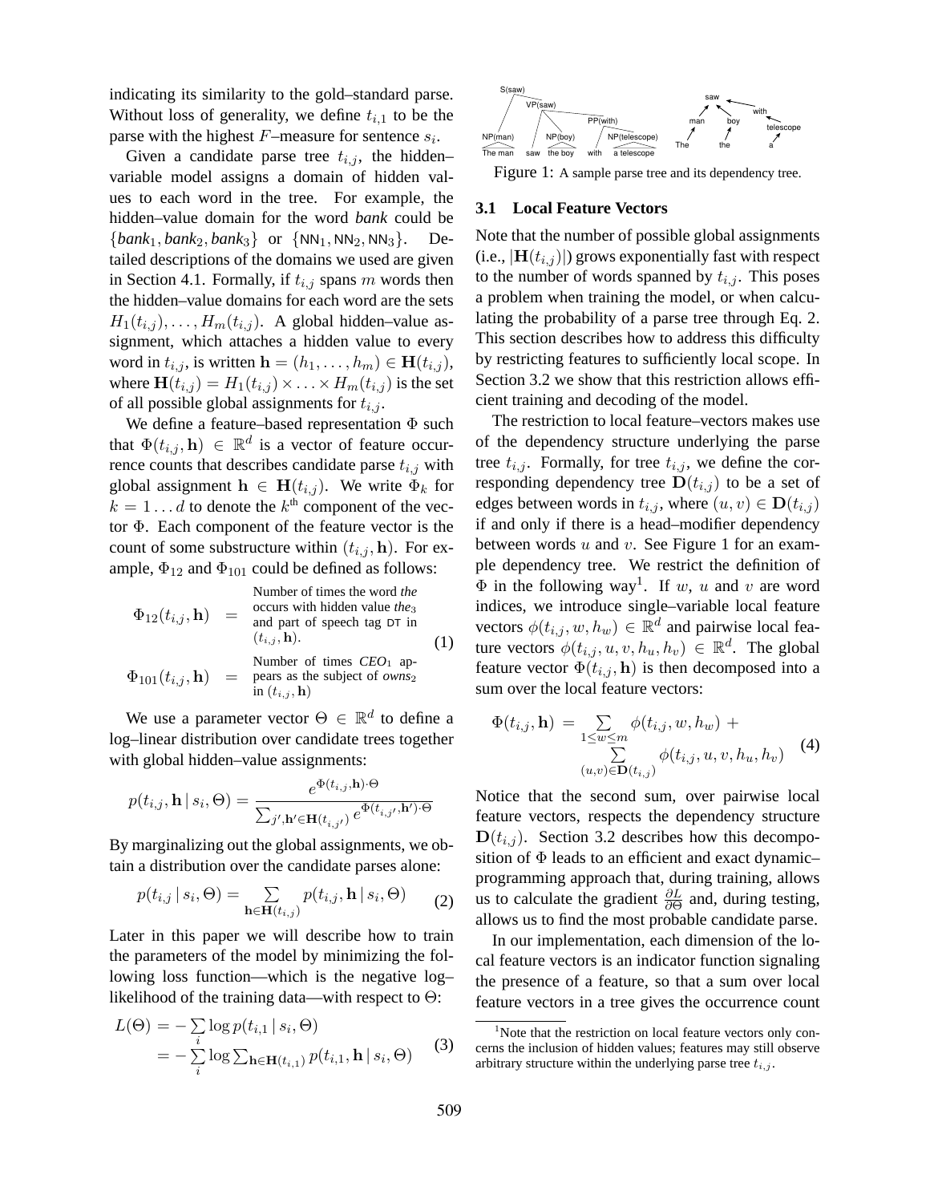indicating its similarity to the gold–standard parse. Without loss of generality, we define $t_{i,1}$ to be the parse with the highest $F$–measure for sentence $s_i$.

Given a candidate parse tree $t_{i,j}$, the hidden–variable model assigns a domain of hidden values to each word in the tree. For example, the hidden–value domain for the word *bank* could be $\{bank_1, bank_2, bank_3\}$ or $\{\mathsf{NN}_1, \mathsf{NN}_2, \mathsf{NN}_3\}$. Detailed descriptions of the domains we used are given in Section 4.1. Formally, if $t_{i,j}$ spans $m$ words then the hidden–value domains for each word are the sets $H_1(t_{i,j}), \ldots, H_m(t_{i,j})$. A global hidden–value assignment, which attaches a hidden value to every word in $t_{i,j}$, is written $\mathbf{h} = (h_1, \ldots, h_m) \in \mathbf{H}(t_{i,j})$, where $\mathbf{H}(t_{i,j}) = H_1(t_{i,j}) \times \ldots \times H_m(t_{i,j})$ is the set of all possible global assignments for $t_{i,j}$.

We define a feature–based representation $\Phi$ such that $\Phi(t_{i,j}, \mathbf{h}) \in \mathbb{R}^d$ is a vector of feature occurrence counts that describes candidate parse $t_{i,j}$ with global assignment $\mathbf{h} \in \mathbf{H}(t_{i,j})$. We write $\Phi_k$ for $k = 1 \ldots d$ to denote the $k^{\text{th}}$ component of the vector $\Phi$. Each component of the feature vector is the count of some substructure within $(t_{i,j}, \mathbf{h})$. For example, $\Phi_{12}$ and $\Phi_{101}$ could be defined as follows:

$$
\begin{aligned}
\Phi_{12}(t_{i,j}, \mathbf{h}) &= \text{Number of times the word } \textit{the} \text{ occurs with hidden value } \textit{the}_3 \text{ and part of speech tag } \mathsf{DT} \text{ in } (t_{i,j}, \mathbf{h}). \\
\Phi_{101}(t_{i,j}, \mathbf{h}) &= \text{Number of times } \textit{CEO}_1 \text{ appears as the subject of } \textit{owns}_2 \text{ in } (t_{i,j}, \mathbf{h})
\end{aligned}
\tag{1}
$$

We use a parameter vector $\Theta \in \mathbb{R}^d$ to define a log–linear distribution over candidate trees together with global hidden–value assignments:

$$
p(t_{i,j}, \mathbf{h} \mid s_i, \Theta) = \frac{e^{\Phi(t_{i,j}, \mathbf{h}) \cdot \Theta}}{\sum_{j', \mathbf{h}' \in \mathbf{H}(t_{i,j'})} e^{\Phi(t_{i,j'}, \mathbf{h}') \cdot \Theta}}
$$

By marginalizing out the global assignments, we obtain a distribution over the candidate parses alone:

$$
p(t_{i,j} \mid s_i, \Theta) = \sum_{\mathbf{h} \in \mathbf{H}(t_{i,j})} p(t_{i,j}, \mathbf{h} \mid s_i, \Theta) \tag{2}
$$

Later in this paper we will describe how to train the parameters of the model by minimizing the following loss function—which is the negative log–likelihood of the training data—with respect to $\Theta$:

$$
\begin{aligned}
L(\Theta) &= -\sum_i \log p(t_{i,1} \mid s_i, \Theta) \\
&= -\sum_i \log \sum_{\mathbf{h} \in \mathbf{H}(t_{i,1})} p(t_{i,1}, \mathbf{h} \mid s_i, \Theta)
\end{aligned}
\tag{3}
$$

Figure 1: A sample parse tree and its dependency tree.

### 3.1 Local Feature Vectors

Note that the number of possible global assignments (i.e., $|\mathbf{H}(t_{i,j})|$) grows exponentially fast with respect to the number of words spanned by $t_{i,j}$. This poses a problem when training the model, or when calculating the probability of a parse tree through Eq. 2. This section describes how to address this difficulty by restricting features to sufficiently local scope. In Section 3.2 we show that this restriction allows efficient training and decoding of the model.

The restriction to local feature–vectors makes use of the dependency structure underlying the parse tree $t_{i,j}$. Formally, for tree $t_{i,j}$, we define the corresponding dependency tree $\mathbf{D}(t_{i,j})$ to be a set of edges between words in $t_{i,j}$, where $(u, v) \in \mathbf{D}(t_{i,j})$ if and only if there is a head–modifier dependency between words $u$ and $v$. See Figure 1 for an example dependency tree. We restrict the definition of $\Phi$ in the following way[1]. If $w$, $u$ and $v$ are word indices, we introduce single–variable local feature vectors $\phi(t_{i,j}, w, h_w) \in \mathbb{R}^d$ and pairwise local feature vectors $\phi(t_{i,j}, u, v, h_u, h_v) \in \mathbb{R}^d$. The global feature vector $\Phi(t_{i,j}, \mathbf{h})$ is then decomposed into a sum over the local feature vectors:

$$
\begin{aligned}
\Phi(t_{i,j}, \mathbf{h}) = &\sum_{1 \leq w \leq m} \phi(t_{i,j}, w, h_w) + \\
&\sum_{(u,v) \in \mathbf{D}(t_{i,j})} \phi(t_{i,j}, u, v, h_u, h_v)
\end{aligned}
\tag{4}
$$

Notice that the second sum, over pairwise local feature vectors, respects the dependency structure $\mathbf{D}(t_{i,j})$. Section 3.2 describes how this decomposition of $\Phi$ leads to an efficient and exact dynamic–programming approach that, during training, allows us to calculate the gradient $\frac{\partial L}{\partial \Theta}$ and, during testing, allows us to find the most probable candidate parse.

In our implementation, each dimension of the local feature vectors is an indicator function signaling the presence of a feature, so that a sum over local feature vectors in a tree gives the occurrence count

[1] Note that the restriction on local feature vectors only concerns the inclusion of hidden values; features may still observe arbitrary structure within the underlying parse tree $t_{i,j}$.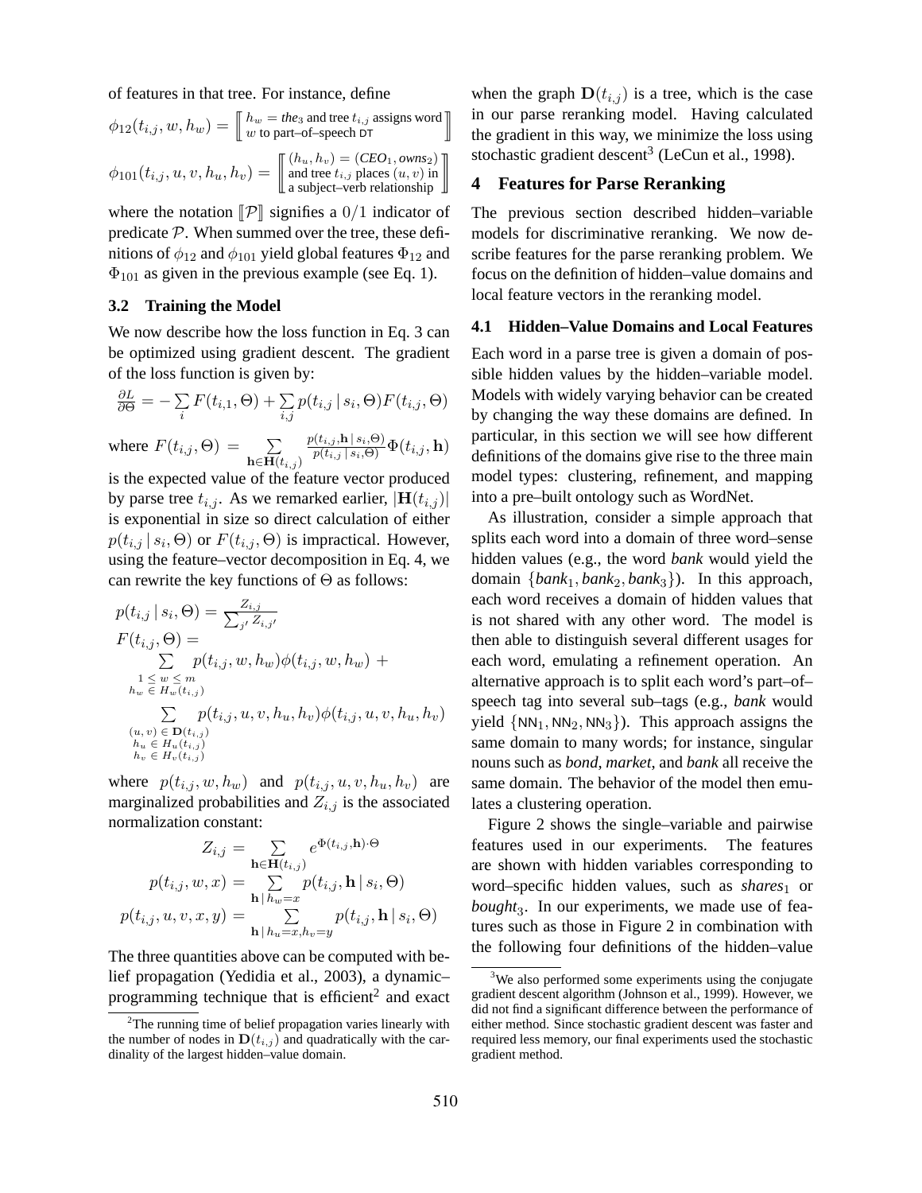of features in that tree. For instance, define

$$\phi_{12}(t_{i,j}, w, h_w) = \left[\!\left[ \begin{array}{l} h_w = \textit{the}_3 \text{ and tree } t_{i,j} \text{ assigns word} \\ w \text{ to part–of–speech DT} \end{array} \right]\!\right]$$

$$\phi_{101}(t_{i,j}, u, v, h_u, h_v) = \left[\!\left[ \begin{array}{l} (h_u, h_v) = (\textit{CEO}_1, \textit{owns}_2) \\ \text{and tree } t_{i,j} \text{ places } (u, v) \text{ in} \\ \text{a subject–verb relationship} \end{array} \right]\!\right]$$

where the notation $[\![\mathcal{P}]\!]$ signifies a $0/1$ indicator of predicate $\mathcal{P}$. When summed over the tree, these definitions of $\phi_{12}$ and $\phi_{101}$ yield global features $\Phi_{12}$ and $\Phi_{101}$ as given in the previous example (see Eq. 1).

### 3.2 Training the Model

We now describe how the loss function in Eq. 3 can be optimized using gradient descent. The gradient of the loss function is given by:

$$\frac{\partial L}{\partial \Theta} = -\sum_i F(t_{i,1}, \Theta) + \sum_{i,j} p(t_{i,j} \,|\, s_i, \Theta) F(t_{i,j}, \Theta)$$

where $F(t_{i,j}, \Theta) = \sum_{\mathbf{h} \in \mathbf{H}(t_{i,j})} \frac{p(t_{i,j}, \mathbf{h} \,|\, s_i, \Theta)}{p(t_{i,j} \,|\, s_i, \Theta)} \Phi(t_{i,j}, \mathbf{h})$ is the expected value of the feature vector produced by parse tree $t_{i,j}$. As we remarked earlier, $|\mathbf{H}(t_{i,j})|$ is exponential in size so direct calculation of either $p(t_{i,j} \,|\, s_i, \Theta)$ or $F(t_{i,j}, \Theta)$ is impractical. However, using the feature–vector decomposition in Eq. 4, we can rewrite the key functions of $\Theta$ as follows:

$$p(t_{i,j} \,|\, s_i, \Theta) = \frac{Z_{i,j}}{\sum_{j'} Z_{i,j'}}$$

$$F(t_{i,j}, \Theta) = \sum_{\substack{1 \le w \le m \\ h_w \in H_w(t_{i,j})}} p(t_{i,j}, w, h_w) \phi(t_{i,j}, w, h_w) \; + \sum_{\substack{(u,v) \in \mathbf{D}(t_{i,j}) \\ h_u \in H_u(t_{i,j}) \\ h_v \in H_v(t_{i,j})}} p(t_{i,j}, u, v, h_u, h_v) \phi(t_{i,j}, u, v, h_u, h_v)$$

where $p(t_{i,j}, w, h_w)$ and $p(t_{i,j}, u, v, h_u, h_v)$ are marginalized probabilities and $Z_{i,j}$ is the associated normalization constant:

$$Z_{i,j} = \sum_{\mathbf{h} \in \mathbf{H}(t_{i,j})} e^{\Phi(t_{i,j}, \mathbf{h}) \cdot \Theta}$$

$$p(t_{i,j}, w, x) = \sum_{\mathbf{h} \,|\, h_w = x} p(t_{i,j}, \mathbf{h} \,|\, s_i, \Theta)$$

$$p(t_{i,j}, u, v, x, y) = \sum_{\mathbf{h} \,|\, h_u = x, h_v = y} p(t_{i,j}, \mathbf{h} \,|\, s_i, \Theta)$$

The three quantities above can be computed with belief propagation (Yedidia et al., 2003), a dynamic–programming technique that is efficient[2] and exact when the graph $\mathbf{D}(t_{i,j})$ is a tree, which is the case in our parse reranking model. Having calculated the gradient in this way, we minimize the loss using stochastic gradient descent[3] (LeCun et al., 1998).

[2] The running time of belief propagation varies linearly with the number of nodes in $\mathbf{D}(t_{i,j})$ and quadratically with the cardinality of the largest hidden–value domain.

[3] We also performed some experiments using the conjugate gradient descent algorithm (Johnson et al., 1999). However, we did not find a significant difference between the performance of either method. Since stochastic gradient descent was faster and required less memory, our final experiments used the stochastic gradient method.

## 4 Features for Parse Reranking

The previous section described hidden–variable models for discriminative reranking. We now describe features for the parse reranking problem. We focus on the definition of hidden–value domains and local feature vectors in the reranking model.

### 4.1 Hidden–Value Domains and Local Features

Each word in a parse tree is given a domain of possible hidden values by the hidden–variable model. Models with widely varying behavior can be created by changing the way these domains are defined. In particular, in this section we will see how different definitions of the domains give rise to the three main model types: clustering, refinement, and mapping into a pre–built ontology such as WordNet.

As illustration, consider a simple approach that splits each word into a domain of three word–sense hidden values (e.g., the word *bank* would yield the domain $\{\textit{bank}_1, \textit{bank}_2, \textit{bank}_3\}$). In this approach, each word receives a domain of hidden values that is not shared with any other word. The model is then able to distinguish several different usages for each word, emulating a refinement operation. An alternative approach is to split each word's part–of–speech tag into several sub–tags (e.g., *bank* would yield $\{\mathsf{NN}_1, \mathsf{NN}_2, \mathsf{NN}_3\}$). This approach assigns the same domain to many words; for instance, singular nouns such as *bond*, *market*, and *bank* all receive the same domain. The behavior of the model then emulates a clustering operation.

Figure 2 shows the single–variable and pairwise features used in our experiments. The features are shown with hidden variables corresponding to word–specific hidden values, such as $\textit{shares}_1$ or $\textit{bought}_3$. In our experiments, we made use of features such as those in Figure 2 in combination with the following four definitions of the hidden–value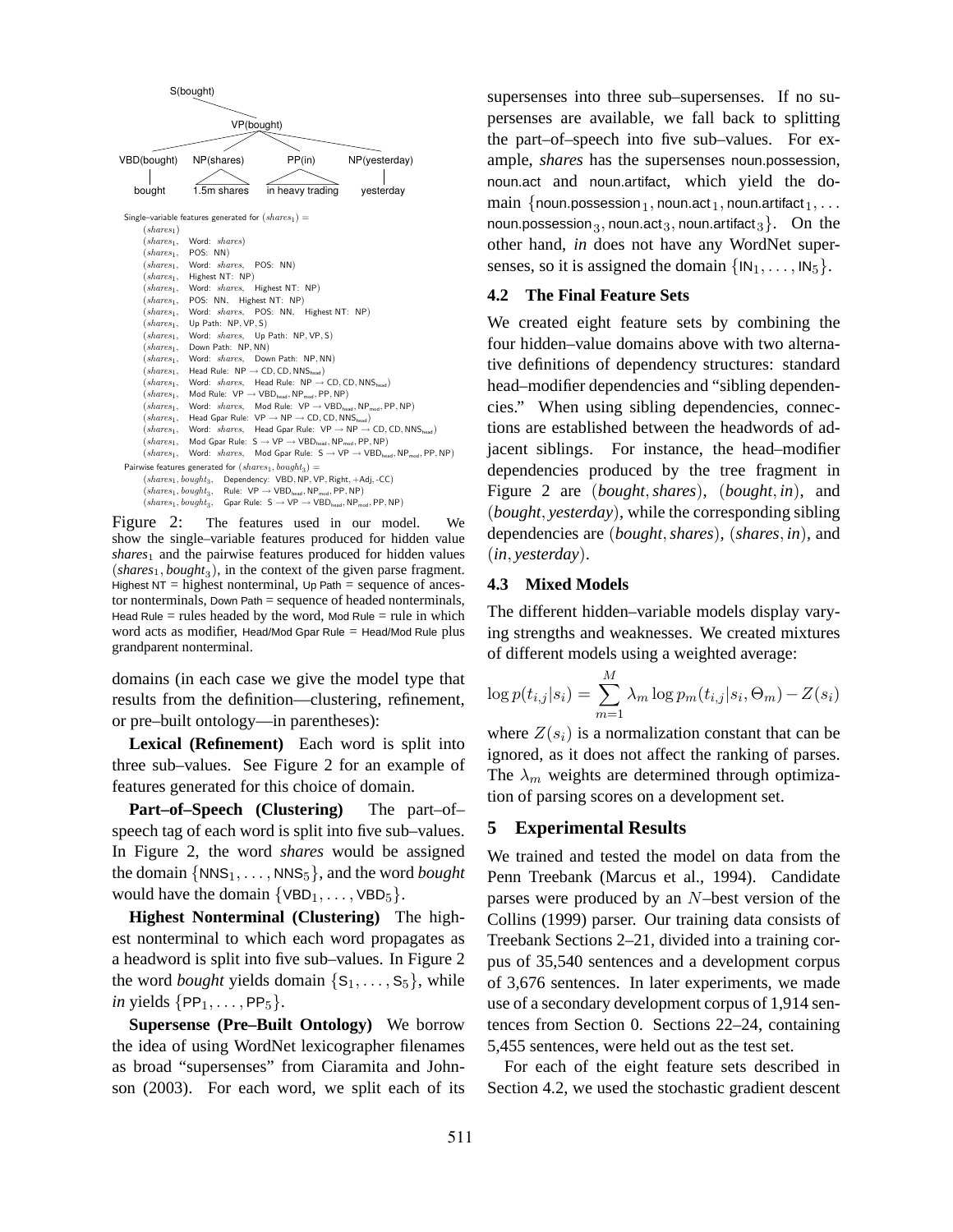S(bought)

VP(bought)

VBD(bought) NP(shares) PP(in) NP(yesterday)

bought 1.5m shares in heavy trading yesterday

Single–variable features generated for $(shares_1)$ =
- $(shares_1)$
- $(shares_1,$ Word: $shares)$
- $(shares_1,$ POS: NN$)$
- $(shares_1,$ Word: $shares,$ POS: NN$)$
- $(shares_1,$ Highest NT: NP$)$
- $(shares_1,$ Word: $shares,$ Highest NT: NP$)$
- $(shares_1,$ POS: NN, Highest NT: NP$)$
- $(shares_1,$ Word: $shares,$ POS: NN, Highest NT: NP$)$
- $(shares_1,$ Up Path: NP, VP, S$)$
- $(shares_1,$ Word: $shares,$ Up Path: NP, VP, S$)$
- $(shares_1,$ Down Path: NP, NN$)$
- $(shares_1,$ Word: $shares,$ Down Path: NP, NN$)$
- $(shares_1,$ Head Rule: NP $\rightarrow$ CD, CD, NNS$_{head})$
- $(shares_1,$ Word: $shares,$ Head Rule: NP $\rightarrow$ CD, CD, NNS$_{head})$
- $(shares_1,$ Mod Rule: VP $\rightarrow$ VBD$_{head}$, NP$_{mod}$, PP, NP$)$
- $(shares_1,$ Word: $shares,$ Mod Rule: VP $\rightarrow$ VBD$_{head}$, NP$_{mod}$, PP, NP$)$
- $(shares_1,$ Head Gpar Rule: VP $\rightarrow$ NP $\rightarrow$ CD, CD, NNS$_{head})$
- $(shares_1,$ Word: $shares,$ Head Gpar Rule: VP $\rightarrow$ NP $\rightarrow$ CD, CD, NNS$_{head})$
- $(shares_1,$ Mod Gpar Rule: S $\rightarrow$ VP $\rightarrow$ VBD$_{head}$, NP$_{mod}$, PP, NP$)$
- $(shares_1,$ Word: $shares,$ Mod Gpar Rule: S $\rightarrow$ VP $\rightarrow$ VBD$_{head}$, NP$_{mod}$, PP, NP$)$

Pairwise features generated for $(shares_1, bought_3)$ =
- $(shares_1, bought_3,$ Dependency: VBD, NP, VP, Right, +Adj, -CC$)$
- $(shares_1, bought_3,$ Rule: VP $\rightarrow$ VBD$_{head}$, NP$_{mod}$, PP, NP$)$
- $(shares_1, bought_3,$ Gpar Rule: S $\rightarrow$ VP $\rightarrow$ VBD$_{head}$, NP$_{mod}$, PP, NP$)$

Figure 2: The features used in our model. We show the single–variable features produced for hidden value $shares_1$ and the pairwise features produced for hidden values $(shares_1, bought_3)$, in the context of the given parse fragment. Highest NT = highest nonterminal, Up Path = sequence of ancestor nonterminals, Down Path = sequence of headed nonterminals, Head Rule = rules headed by the word, Mod Rule = rule in which word acts as modifier, Head/Mod Gpar Rule = Head/Mod Rule plus grandparent nonterminal.

domains (in each case we give the model type that results from the definition—clustering, refinement, or pre–built ontology—in parentheses):

**Lexical (Refinement)** Each word is split into three sub–values. See Figure 2 for an example of features generated for this choice of domain.

**Part–of–Speech (Clustering)** The part–of–speech tag of each word is split into five sub–values. In Figure 2, the word *shares* would be assigned the domain $\{\text{NNS}_1, \ldots, \text{NNS}_5\}$, and the word *bought* would have the domain $\{\text{VBD}_1, \ldots, \text{VBD}_5\}$.

**Highest Nonterminal (Clustering)** The highest nonterminal to which each word propagates as a headword is split into five sub–values. In Figure 2 the word *bought* yields domain $\{\text{S}_1, \ldots, \text{S}_5\}$, while *in* yields $\{\text{PP}_1, \ldots, \text{PP}_5\}$.

**Supersense (Pre–Built Ontology)** We borrow the idea of using WordNet lexicographer filenames as broad "supersenses" from Ciaramita and Johnson (2003). For each word, we split each of its supersenses into three sub–supersenses. If no supersenses are available, we fall back to splitting the part–of–speech into five sub–values. For example, *shares* has the supersenses noun.possession, noun.act and noun.artifact, which yield the domain $\{\text{noun.possession}_1, \text{noun.act}_1, \text{noun.artifact}_1, \ldots \text{noun.possession}_3, \text{noun.act}_3, \text{noun.artifact}_3\}$. On the other hand, *in* does not have any WordNet supersenses, so it is assigned the domain $\{\text{IN}_1, \ldots, \text{IN}_5\}$.

### 4.2 The Final Feature Sets

We created eight feature sets by combining the four hidden–value domains above with two alternative definitions of dependency structures: standard head–modifier dependencies and "sibling dependencies." When using sibling dependencies, connections are established between the headwords of adjacent siblings. For instance, the head–modifier dependencies produced by the tree fragment in Figure 2 are $(\textit{bought}, \textit{shares})$, $(\textit{bought}, \textit{in})$, and $(\textit{bought}, \textit{yesterday})$, while the corresponding sibling dependencies are $(\textit{bought}, \textit{shares})$, $(\textit{shares}, \textit{in})$, and $(\textit{in}, \textit{yesterday})$.

### 4.3 Mixed Models

The different hidden–variable models display varying strengths and weaknesses. We created mixtures of different models using a weighted average:

$$\log p(t_{i,j}|s_i) = \sum_{m=1}^{M} \lambda_m \log p_m(t_{i,j}|s_i, \Theta_m) - Z(s_i)$$

where $Z(s_i)$ is a normalization constant that can be ignored, as it does not affect the ranking of parses. The $\lambda_m$ weights are determined through optimization of parsing scores on a development set.

## 5 Experimental Results

We trained and tested the model on data from the Penn Treebank (Marcus et al., 1994). Candidate parses were produced by an $N$–best version of the Collins (1999) parser. Our training data consists of Treebank Sections 2–21, divided into a training corpus of 35,540 sentences and a development corpus of 3,676 sentences. In later experiments, we made use of a secondary development corpus of 1,914 sentences from Section 0. Sections 22–24, containing 5,455 sentences, were held out as the test set.

For each of the eight feature sets described in Section 4.2, we used the stochastic gradient descent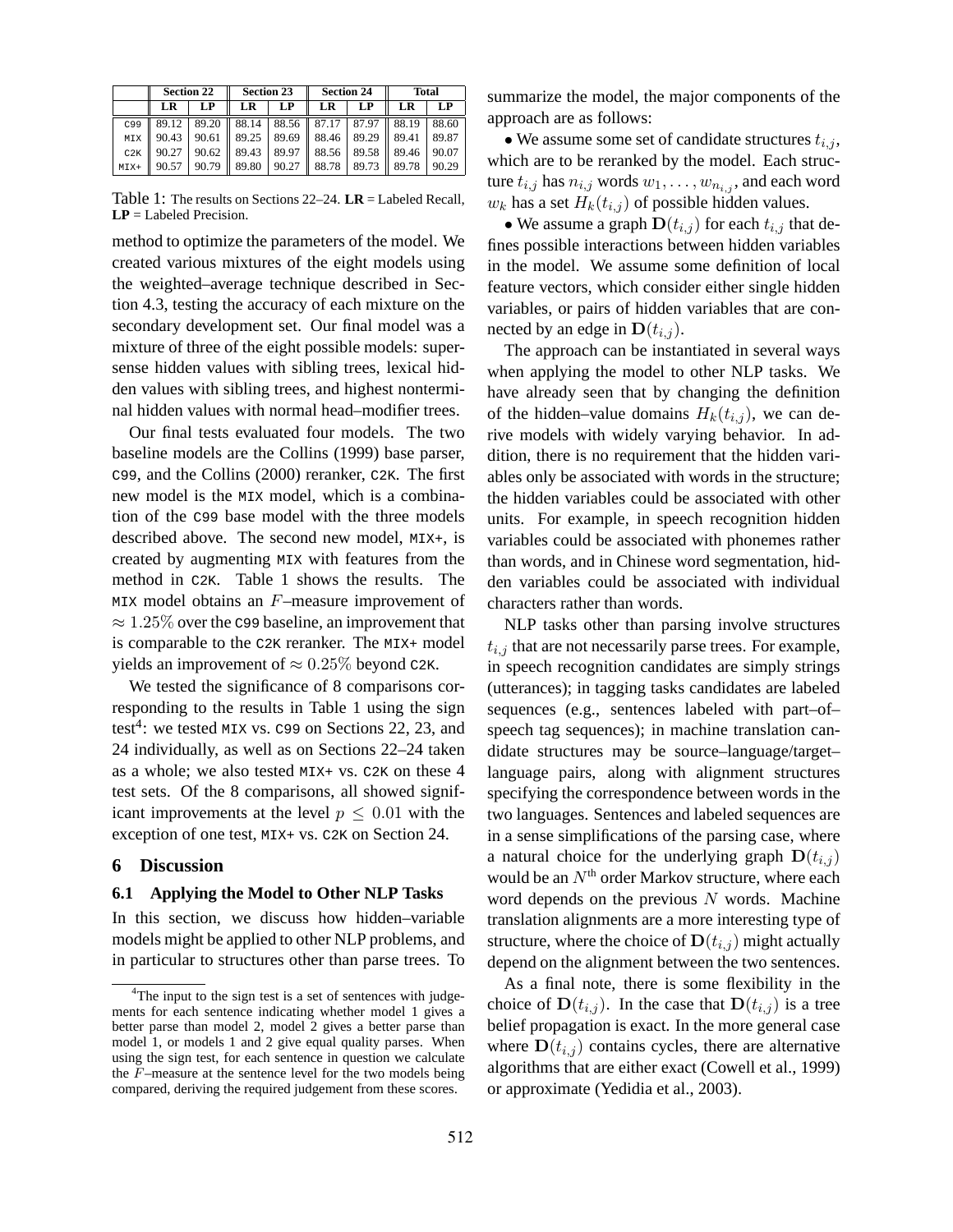| | Section 22 | | Section 23 | | Section 24 | | Total | |
|---|---|---|---|---|---|---|---|---|
| | LR | LP | LR | LP | LR | LP | LR | LP |
| C99 | 89.12 | 89.20 | 88.14 | 88.56 | 87.17 | 87.97 | 88.19 | 88.60 |
| MIX | 90.43 | 90.61 | 89.25 | 89.69 | 88.46 | 89.29 | 89.41 | 89.87 |
| C2K | 90.27 | 90.62 | 89.43 | 89.97 | 88.56 | 89.58 | 89.46 | 90.07 |
| MIX+ | 90.57 | 90.79 | 89.80 | 90.27 | 88.78 | 89.73 | 89.78 | 90.29 |

Table 1: The results on Sections 22–24. **LR** = Labeled Recall, **LP** = Labeled Precision.

method to optimize the parameters of the model. We created various mixtures of the eight models using the weighted–average technique described in Section 4.3, testing the accuracy of each mixture on the secondary development set. Our final model was a mixture of three of the eight possible models: supersense hidden values with sibling trees, lexical hidden values with sibling trees, and highest nonterminal hidden values with normal head–modifier trees.

Our final tests evaluated four models. The two baseline models are the Collins (1999) base parser, C99, and the Collins (2000) reranker, C2K. The first new model is the MIX model, which is a combination of the C99 base model with the three models described above. The second new model, MIX+, is created by augmenting MIX with features from the method in C2K. Table 1 shows the results. The MIX model obtains an $F$–measure improvement of $\approx 1.25\%$ over the C99 baseline, an improvement that is comparable to the C2K reranker. The MIX+ model yields an improvement of $\approx 0.25\%$ beyond C2K.

We tested the significance of 8 comparisons corresponding to the results in Table 1 using the sign test[4]: we tested MIX vs. C99 on Sections 22, 23, and 24 individually, as well as on Sections 22–24 taken as a whole; we also tested MIX+ vs. C2K on these 4 test sets. Of the 8 comparisons, all showed significant improvements at the level $p \leq 0.01$ with the exception of one test, MIX+ vs. C2K on Section 24.

## 6 Discussion

### 6.1 Applying the Model to Other NLP Tasks

In this section, we discuss how hidden–variable models might be applied to other NLP problems, and in particular to structures other than parse trees. To summarize the model, the major components of the approach are as follows:

- We assume some set of candidate structures $t_{i,j}$, which are to be reranked by the model. Each structure $t_{i,j}$ has $n_{i,j}$ words $w_1, \ldots, w_{n_{i,j}}$, and each word $w_k$ has a set $H_k(t_{i,j})$ of possible hidden values.
- We assume a graph $\mathbf{D}(t_{i,j})$ for each $t_{i,j}$ that defines possible interactions between hidden variables in the model. We assume some definition of local feature vectors, which consider either single hidden variables, or pairs of hidden variables that are connected by an edge in $\mathbf{D}(t_{i,j})$.

The approach can be instantiated in several ways when applying the model to other NLP tasks. We have already seen that by changing the definition of the hidden–value domains $H_k(t_{i,j})$, we can derive models with widely varying behavior. In addition, there is no requirement that the hidden variables only be associated with words in the structure; the hidden variables could be associated with other units. For example, in speech recognition hidden variables could be associated with phonemes rather than words, and in Chinese word segmentation, hidden variables could be associated with individual characters rather than words.

NLP tasks other than parsing involve structures $t_{i,j}$ that are not necessarily parse trees. For example, in speech recognition candidates are simply strings (utterances); in tagging tasks candidates are labeled sequences (e.g., sentences labeled with part–of–speech tag sequences); in machine translation candidate structures may be source–language/target–language pairs, along with alignment structures specifying the correspondence between words in the two languages. Sentences and labeled sequences are in a sense simplifications of the parsing case, where a natural choice for the underlying graph $\mathbf{D}(t_{i,j})$ would be an $N^{\text{th}}$ order Markov structure, where each word depends on the previous $N$ words. Machine translation alignments are a more interesting type of structure, where the choice of $\mathbf{D}(t_{i,j})$ might actually depend on the alignment between the two sentences.

As a final note, there is some flexibility in the choice of $\mathbf{D}(t_{i,j})$. In the case that $\mathbf{D}(t_{i,j})$ is a tree belief propagation is exact. In the more general case where $\mathbf{D}(t_{i,j})$ contains cycles, there are alternative algorithms that are either exact (Cowell et al., 1999) or approximate (Yedidia et al., 2003).

[4] The input to the sign test is a set of sentences with judgements for each sentence indicating whether model 1 gives a better parse than model 2, model 2 gives a better parse than model 1, or models 1 and 2 give equal quality parses. When using the sign test, for each sentence in question we calculate the $F$–measure at the sentence level for the two models being compared, deriving the required judgement from these scores.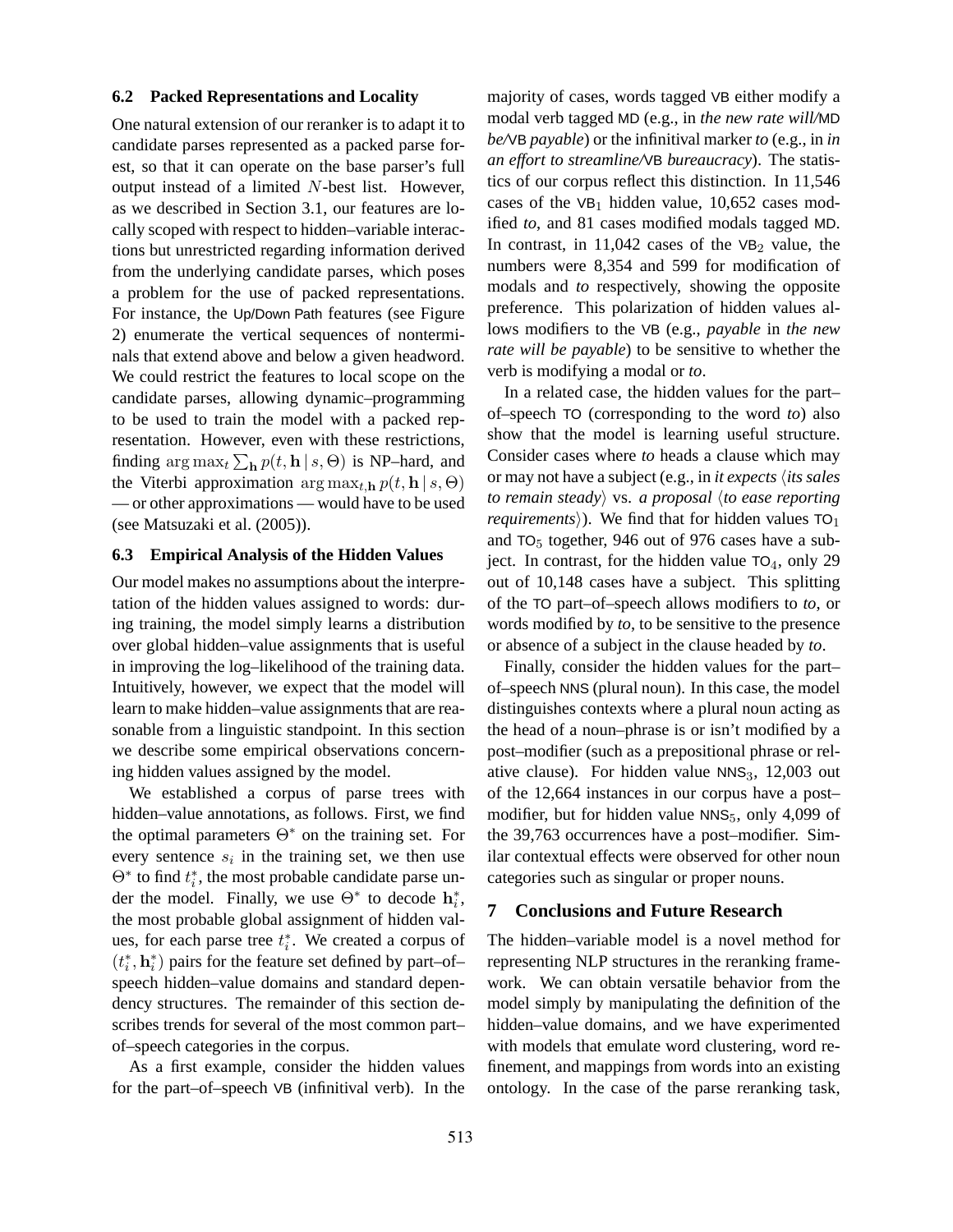### 6.2 Packed Representations and Locality

One natural extension of our reranker is to adapt it to candidate parses represented as a packed parse forest, so that it can operate on the base parser's full output instead of a limited $N$-best list. However, as we described in Section 3.1, our features are locally scoped with respect to hidden–variable interactions but unrestricted regarding information derived from the underlying candidate parses, which poses a problem for the use of packed representations. For instance, the Up/Down Path features (see Figure 2) enumerate the vertical sequences of nonterminals that extend above and below a given headword. We could restrict the features to local scope on the candidate parses, allowing dynamic–programming to be used to train the model with a packed representation. However, even with these restrictions, finding $\arg\max_t \sum_{\mathbf{h}} p(t, \mathbf{h} \mid s, \Theta)$ is NP–hard, and the Viterbi approximation $\arg\max_{t,\mathbf{h}} p(t, \mathbf{h} \mid s, \Theta)$ — or other approximations — would have to be used (see Matsuzaki et al. (2005)).

### 6.3 Empirical Analysis of the Hidden Values

Our model makes no assumptions about the interpretation of the hidden values assigned to words: during training, the model simply learns a distribution over global hidden–value assignments that is useful in improving the log–likelihood of the training data. Intuitively, however, we expect that the model will learn to make hidden–value assignments that are reasonable from a linguistic standpoint. In this section we describe some empirical observations concerning hidden values assigned by the model.

We established a corpus of parse trees with hidden–value annotations, as follows. First, we find the optimal parameters $\Theta^*$ on the training set. For every sentence $s_i$ in the training set, we then use $\Theta^*$ to find $t_i^*$, the most probable candidate parse under the model. Finally, we use $\Theta^*$ to decode $\mathbf{h}_i^*$, the most probable global assignment of hidden values, for each parse tree $t_i^*$. We created a corpus of $(t_i^*, \mathbf{h}_i^*)$ pairs for the feature set defined by part–of–speech hidden–value domains and standard dependency structures. The remainder of this section describes trends for several of the most common part–of–speech categories in the corpus.

As a first example, consider the hidden values for the part–of–speech VB (infinitival verb). In the majority of cases, words tagged VB either modify a modal verb tagged MD (e.g., in *the new rate will/*MD *be/*VB *payable*) or the infinitival marker *to* (e.g., in *in an effort to streamline/*VB *bureaucracy*). The statistics of our corpus reflect this distinction. In 11,546 cases of the $\text{VB}_1$ hidden value, 10,652 cases modified *to*, and 81 cases modified modals tagged MD. In contrast, in 11,042 cases of the $\text{VB}_2$ value, the numbers were 8,354 and 599 for modification of modals and *to* respectively, showing the opposite preference. This polarization of hidden values allows modifiers to the VB (e.g., *payable* in *the new rate will be payable*) to be sensitive to whether the verb is modifying a modal or *to*.

In a related case, the hidden values for the part–of–speech TO (corresponding to the word *to*) also show that the model is learning useful structure. Consider cases where *to* heads a clause which may or may not have a subject (e.g., in *it expects* ⟨*its sales to remain steady*⟩ vs. *a proposal* ⟨*to ease reporting requirements*⟩). We find that for hidden values $\text{TO}_1$ and $\text{TO}_5$ together, 946 out of 976 cases have a subject. In contrast, for the hidden value $\text{TO}_4$, only 29 out of 10,148 cases have a subject. This splitting of the TO part–of–speech allows modifiers to *to*, or words modified by *to*, to be sensitive to the presence or absence of a subject in the clause headed by *to*.

Finally, consider the hidden values for the part–of–speech NNS (plural noun). In this case, the model distinguishes contexts where a plural noun acting as the head of a noun–phrase is or isn't modified by a post–modifier (such as a prepositional phrase or relative clause). For hidden value $\text{NNS}_3$, 12,003 out of the 12,664 instances in our corpus have a post–modifier, but for hidden value $\text{NNS}_5$, only 4,099 of the 39,763 occurrences have a post–modifier. Similar contextual effects were observed for other noun categories such as singular or proper nouns.

## 7 Conclusions and Future Research

The hidden–variable model is a novel method for representing NLP structures in the reranking framework. We can obtain versatile behavior from the model simply by manipulating the definition of the hidden–value domains, and we have experimented with models that emulate word clustering, word refinement, and mappings from words into an existing ontology. In the case of the parse reranking task,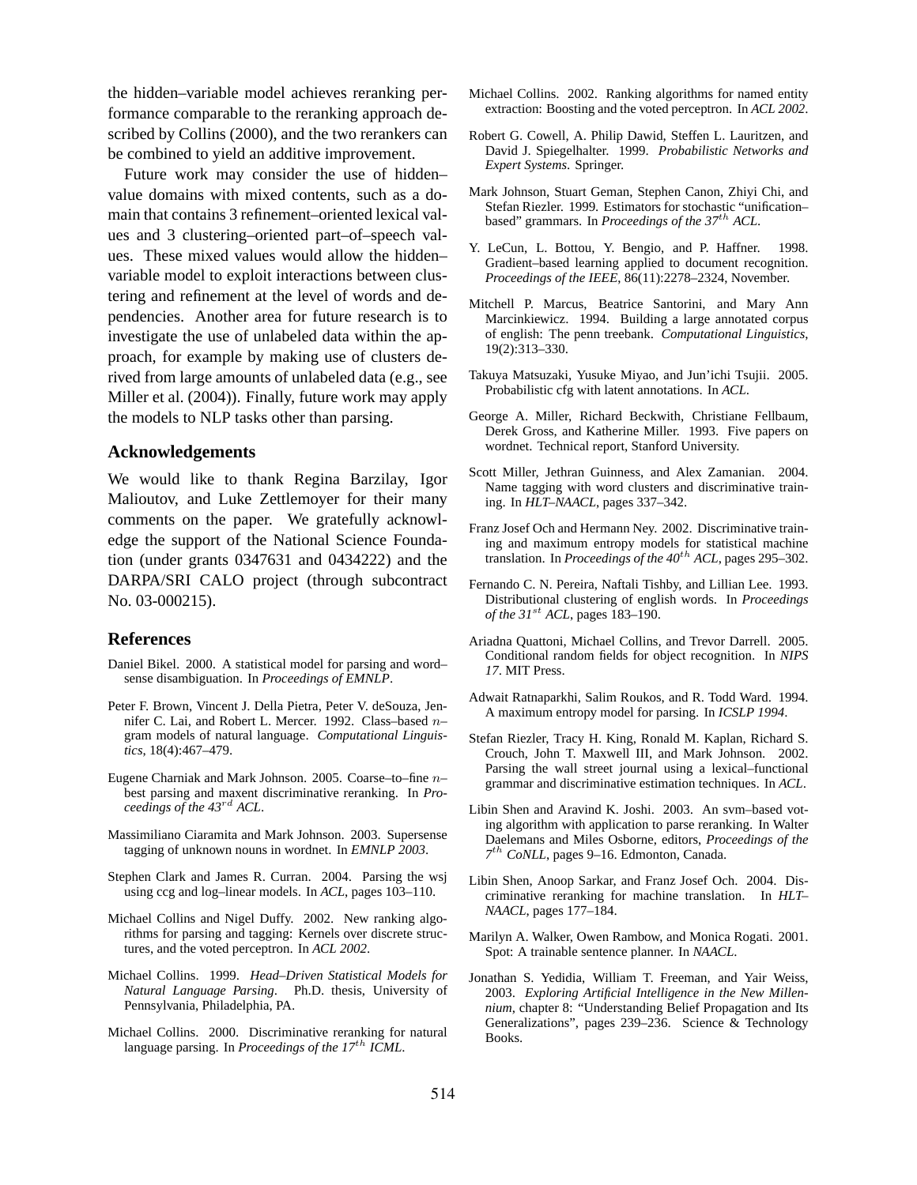the hidden–variable model achieves reranking performance comparable to the reranking approach described by Collins (2000), and the two rerankers can be combined to yield an additive improvement.

Future work may consider the use of hidden–value domains with mixed contents, such as a domain that contains 3 refinement–oriented lexical values and 3 clustering–oriented part–of–speech values. These mixed values would allow the hidden–variable model to exploit interactions between clustering and refinement at the level of words and dependencies. Another area for future research is to investigate the use of unlabeled data within the approach, for example by making use of clusters derived from large amounts of unlabeled data (e.g., see Miller et al. (2004)). Finally, future work may apply the models to NLP tasks other than parsing.

## Acknowledgements

We would like to thank Regina Barzilay, Igor Malioutov, and Luke Zettlemoyer for their many comments on the paper. We gratefully acknowledge the support of the National Science Foundation (under grants 0347631 and 0434222) and the DARPA/SRI CALO project (through subcontract No. 03-000215).

## References

Daniel Bikel. 2000. A statistical model for parsing and word–sense disambiguation. In *Proceedings of EMNLP*.

Peter F. Brown, Vincent J. Della Pietra, Peter V. deSouza, Jennifer C. Lai, and Robert L. Mercer. 1992. Class–based $n$–gram models of natural language. *Computational Linguistics*, 18(4):467–479.

Eugene Charniak and Mark Johnson. 2005. Coarse–to–fine $n$–best parsing and maxent discriminative reranking. In *Proceedings of the 43$^{rd}$ ACL*.

Massimiliano Ciaramita and Mark Johnson. 2003. Supersense tagging of unknown nouns in wordnet. In *EMNLP 2003*.

Stephen Clark and James R. Curran. 2004. Parsing the wsj using ccg and log–linear models. In *ACL*, pages 103–110.

Michael Collins and Nigel Duffy. 2002. New ranking algorithms for parsing and tagging: Kernels over discrete structures, and the voted perceptron. In *ACL 2002*.

Michael Collins. 1999. *Head–Driven Statistical Models for Natural Language Parsing*. Ph.D. thesis, University of Pennsylvania, Philadelphia, PA.

Michael Collins. 2000. Discriminative reranking for natural language parsing. In *Proceedings of the 17$^{th}$ ICML*.

Michael Collins. 2002. Ranking algorithms for named entity extraction: Boosting and the voted perceptron. In *ACL 2002*.

Robert G. Cowell, A. Philip Dawid, Steffen L. Lauritzen, and David J. Spiegelhalter. 1999. *Probabilistic Networks and Expert Systems*. Springer.

Mark Johnson, Stuart Geman, Stephen Canon, Zhiyi Chi, and Stefan Riezler. 1999. Estimators for stochastic "unification–based" grammars. In *Proceedings of the 37$^{th}$ ACL*.

Y. LeCun, L. Bottou, Y. Bengio, and P. Haffner. 1998. Gradient–based learning applied to document recognition. *Proceedings of the IEEE*, 86(11):2278–2324, November.

Mitchell P. Marcus, Beatrice Santorini, and Mary Ann Marcinkiewicz. 1994. Building a large annotated corpus of english: The penn treebank. *Computational Linguistics*, 19(2):313–330.

Takuya Matsuzaki, Yusuke Miyao, and Jun'ichi Tsujii. 2005. Probabilistic cfg with latent annotations. In *ACL*.

George A. Miller, Richard Beckwith, Christiane Fellbaum, Derek Gross, and Katherine Miller. 1993. Five papers on wordnet. Technical report, Stanford University.

Scott Miller, Jethran Guinness, and Alex Zamanian. 2004. Name tagging with word clusters and discriminative training. In *HLT–NAACL*, pages 337–342.

Franz Josef Och and Hermann Ney. 2002. Discriminative training and maximum entropy models for statistical machine translation. In *Proceedings of the 40$^{th}$ ACL*, pages 295–302.

Fernando C. N. Pereira, Naftali Tishby, and Lillian Lee. 1993. Distributional clustering of english words. In *Proceedings of the 31$^{st}$ ACL*, pages 183–190.

Ariadna Quattoni, Michael Collins, and Trevor Darrell. 2005. Conditional random fields for object recognition. In *NIPS 17*. MIT Press.

Adwait Ratnaparkhi, Salim Roukos, and R. Todd Ward. 1994. A maximum entropy model for parsing. In *ICSLP 1994*.

Stefan Riezler, Tracy H. King, Ronald M. Kaplan, Richard S. Crouch, John T. Maxwell III, and Mark Johnson. 2002. Parsing the wall street journal using a lexical–functional grammar and discriminative estimation techniques. In *ACL*.

Libin Shen and Aravind K. Joshi. 2003. An svm–based voting algorithm with application to parse reranking. In Walter Daelemans and Miles Osborne, editors, *Proceedings of the 7$^{th}$ CoNLL*, pages 9–16. Edmonton, Canada.

Libin Shen, Anoop Sarkar, and Franz Josef Och. 2004. Discriminative reranking for machine translation. In *HLT–NAACL*, pages 177–184.

Marilyn A. Walker, Owen Rambow, and Monica Rogati. 2001. Spot: A trainable sentence planner. In *NAACL*.

Jonathan S. Yedidia, William T. Freeman, and Yair Weiss, 2003. *Exploring Artificial Intelligence in the New Millennium*, chapter 8: "Understanding Belief Propagation and Its Generalizations", pages 239–236. Science & Technology Books.